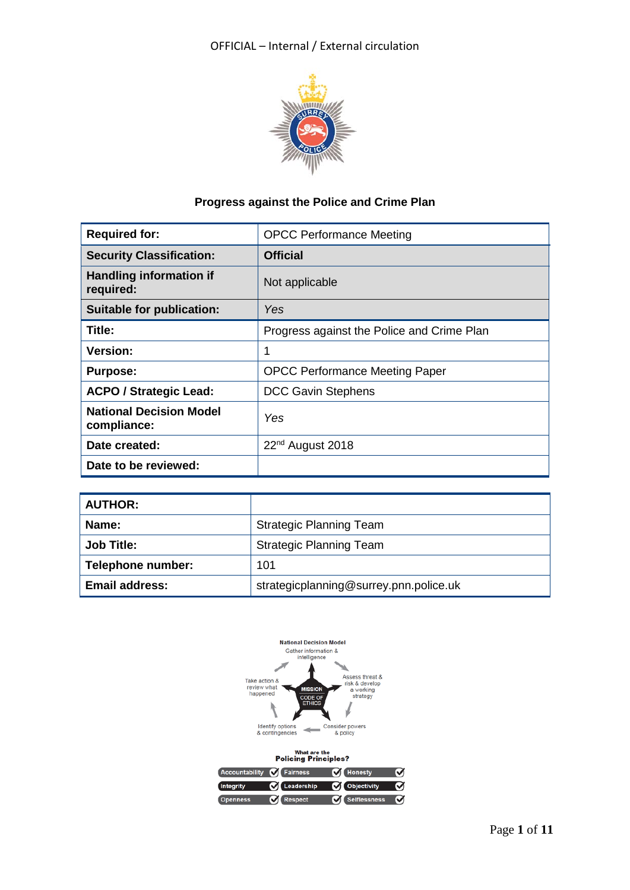# Progress against the Police and Crime Plan

| Required for: | OPCC Performance Meeting |
|---|---|
| Security Classification: | **Official** |
| Handling information if required: | Not applicable |
| Suitable for publication: | *Yes* |
| Title: | Progress against the Police and Crime Plan |
| Version: | 1 |
| Purpose: | OPCC Performance Meeting Paper |
| ACPO / Strategic Lead: | DCC Gavin Stephens |
| National Decision Model compliance: | *Yes* |
| Date created: | 22nd August 2018 |
| Date to be reviewed: | |

| AUTHOR: | |
|---|---|
| Name: | Strategic Planning Team |
| Job Title: | Strategic Planning Team |
| Telephone number: | 101 |
| Email address: | strategicplanning@surrey.pnn.police.uk |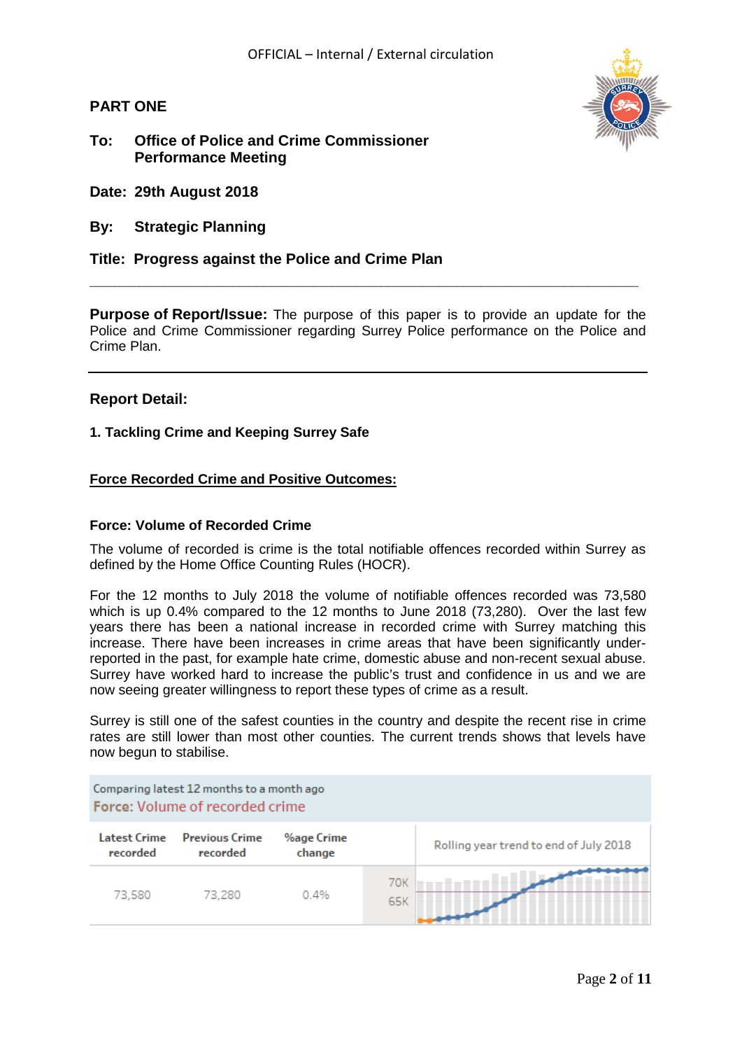OFFICIAL – Internal / External circulation

## PART ONE

**To: Office of Police and Crime Commissioner Performance Meeting**

**Date: 29th August 2018**

**By: Strategic Planning**

**Title: Progress against the Police and Crime Plan**

---

**Purpose of Report/Issue:** The purpose of this paper is to provide an update for the Police and Crime Commissioner regarding Surrey Police performance on the Police and Crime Plan.

---

### Report Detail:

#### 1. Tackling Crime and Keeping Surrey Safe

**Force Recorded Crime and Positive Outcomes:**

#### Force: Volume of Recorded Crime

The volume of recorded is crime is the total notifiable offences recorded within Surrey as defined by the Home Office Counting Rules (HOCR).

For the 12 months to July 2018 the volume of notifiable offences recorded was 73,580 which is up 0.4% compared to the 12 months to June 2018 (73,280). Over the last few years there has been a national increase in recorded crime with Surrey matching this increase. There have been increases in crime areas that have been significantly under-reported in the past, for example hate crime, domestic abuse and non-recent sexual abuse. Surrey have worked hard to increase the public's trust and confidence in us and we are now seeing greater willingness to report these types of crime as a result.

Surrey is still one of the safest counties in the country and despite the recent rise in crime rates are still lower than most other counties. The current trends shows that levels have now begun to stabilise.

Comparing latest 12 months to a month ago

Force: Volume of recorded crime

| Latest Crime recorded | Previous Crime recorded | %age Crime change | Rolling year trend to end of July 2018 |
|---|---|---|---|
| 73,580 | 73,280 | 0.4% | 70K / 65K |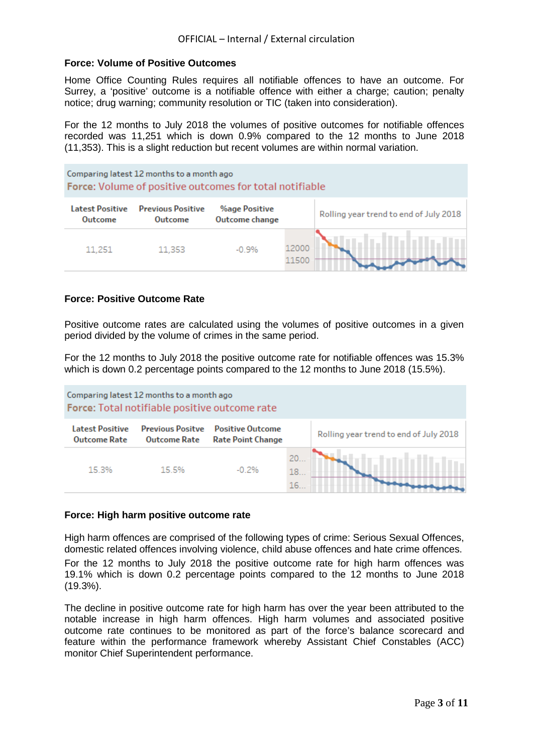### Force: Volume of Positive Outcomes

Home Office Counting Rules requires all notifiable offences to have an outcome. For Surrey, a 'positive' outcome is a notifiable offence with either a charge; caution; penalty notice; drug warning; community resolution or TIC (taken into consideration).

For the 12 months to July 2018 the volumes of positive outcomes for notifiable offences recorded was 11,251 which is down 0.9% compared to the 12 months to June 2018 (11,353). This is a slight reduction but recent volumes are within normal variation.

Comparing latest 12 months to a month ago
**Force: Volume of positive outcomes for total notifiable**

| Latest Positive Outcome | Previous Positive Outcome | %age Positive Outcome change | | Rolling year trend to end of July 2018 |
|---|---|---|---|---|
| 11,251 | 11,353 | -0.9% | 12000<br>11500 | |

### Force: Positive Outcome Rate

Positive outcome rates are calculated using the volumes of positive outcomes in a given period divided by the volume of crimes in the same period.

For the 12 months to July 2018 the positive outcome rate for notifiable offences was 15.3% which is down 0.2 percentage points compared to the 12 months to June 2018 (15.5%).

Comparing latest 12 months to a month ago
**Force: Total notifiable positive outcome rate**

| Latest Positive Outcome Rate | Previous Positive Outcome Rate | Positive Outcome Rate Point Change | | Rolling year trend to end of July 2018 |
|---|---|---|---|---|
| 15.3% | 15.5% | -0.2% | 20...<br>18...<br>16... | |

### Force: High harm positive outcome rate

High harm offences are comprised of the following types of crime: Serious Sexual Offences, domestic related offences involving violence, child abuse offences and hate crime offences.

For the 12 months to July 2018 the positive outcome rate for high harm offences was 19.1% which is down 0.2 percentage points compared to the 12 months to June 2018 (19.3%).

The decline in positive outcome rate for high harm has over the year been attributed to the notable increase in high harm offences. High harm volumes and associated positive outcome rate continues to be monitored as part of the force's balance scorecard and feature within the performance framework whereby Assistant Chief Constables (ACC) monitor Chief Superintendent performance.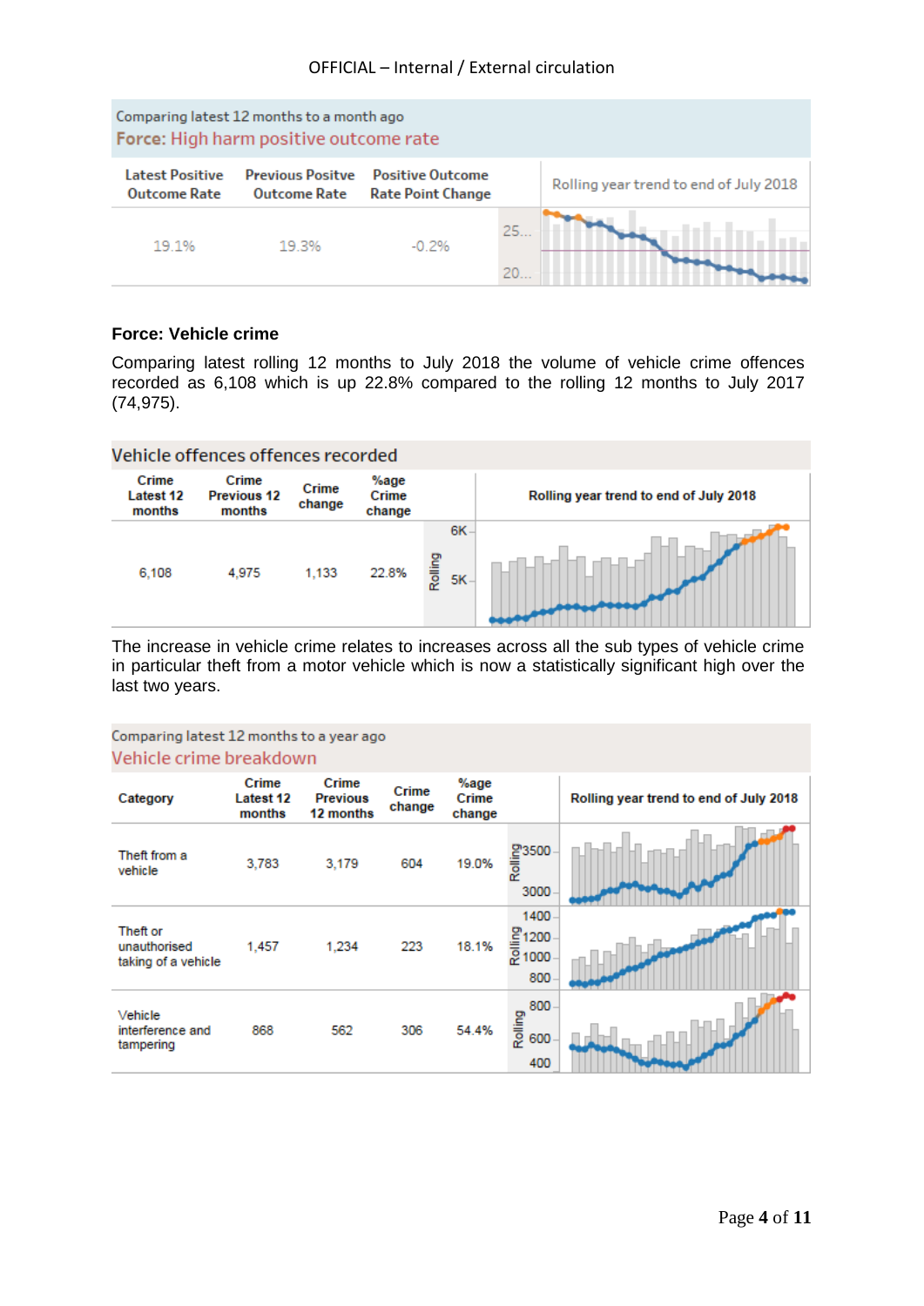Comparing latest 12 months to a month ago

**Force: High harm positive outcome rate**

| Latest Positive Outcome Rate | Previous Positive Outcome Rate | Positive Outcome Rate Point Change | Rolling year trend to end of July 2018 |
|---|---|---|---|
| 19.1% | 19.3% | -0.2% | |

### Force: Vehicle crime

Comparing latest rolling 12 months to July 2018 the volume of vehicle crime offences recorded as 6,108 which is up 22.8% compared to the rolling 12 months to July 2017 (74,975).

**Vehicle offences offences recorded**

| Crime Latest 12 months | Crime Previous 12 months | Crime change | %age Crime change | Rolling year trend to end of July 2018 |
|---|---|---|---|---|
| 6,108 | 4,975 | 1,133 | 22.8% | |

The increase in vehicle crime relates to increases across all the sub types of vehicle crime in particular theft from a motor vehicle which is now a statistically significant high over the last two years.

Comparing latest 12 months to a year ago

**Vehicle crime breakdown**

| Category | Crime Latest 12 months | Crime Previous 12 months | Crime change | %age Crime change | Rolling year trend to end of July 2018 |
|---|---|---|---|---|---|
| Theft from a vehicle | 3,783 | 3,179 | 604 | 19.0% | |
| Theft or unauthorised taking of a vehicle | 1,457 | 1,234 | 223 | 18.1% | |
| Vehicle interference and tampering | 868 | 562 | 306 | 54.4% | |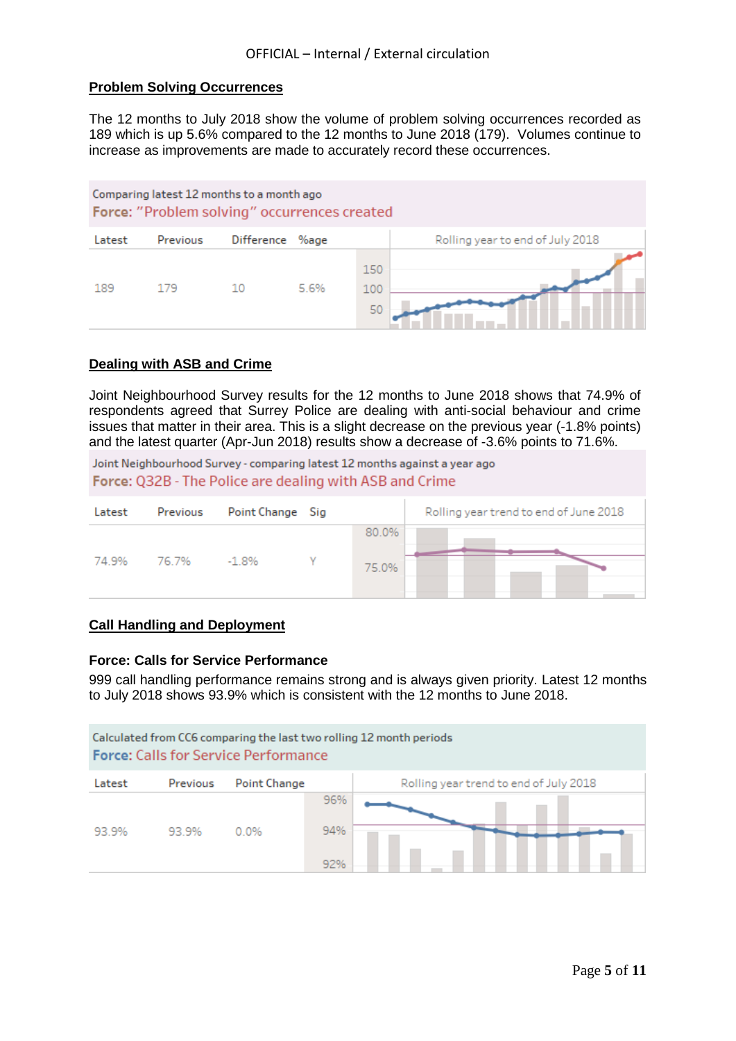OFFICIAL – Internal / External circulation

## Problem Solving Occurrences

The 12 months to July 2018 show the volume of problem solving occurrences recorded as 189 which is up 5.6% compared to the 12 months to June 2018 (179). Volumes continue to increase as improvements are made to accurately record these occurrences.

Comparing latest 12 months to a month ago

Force: "Problem solving" occurrences created

| Latest | Previous | Difference | %age | Rolling year to end of July 2018 |
|---|---|---|---|---|
| 189 | 179 | 10 | 5.6% | |

## Dealing with ASB and Crime

Joint Neighbourhood Survey results for the 12 months to June 2018 shows that 74.9% of respondents agreed that Surrey Police are dealing with anti-social behaviour and crime issues that matter in their area. This is a slight decrease on the previous year (-1.8% points) and the latest quarter (Apr-Jun 2018) results show a decrease of -3.6% points to 71.6%.

Joint Neighbourhood Survey - comparing latest 12 months against a year ago

Force: Q32B - The Police are dealing with ASB and Crime

| Latest | Previous | Point Change | Sig | Rolling year trend to end of June 2018 |
|---|---|---|---|---|
| 74.9% | 76.7% | -1.8% | Y | |

## Call Handling and Deployment

**Force: Calls for Service Performance**

999 call handling performance remains strong and is always given priority. Latest 12 months to July 2018 shows 93.9% which is consistent with the 12 months to June 2018.

Calculated from CC6 comparing the last two rolling 12 month periods

Force: Calls for Service Performance

| Latest | Previous | Point Change | Rolling year trend to end of July 2018 |
|---|---|---|---|
| 93.9% | 93.9% | 0.0% | |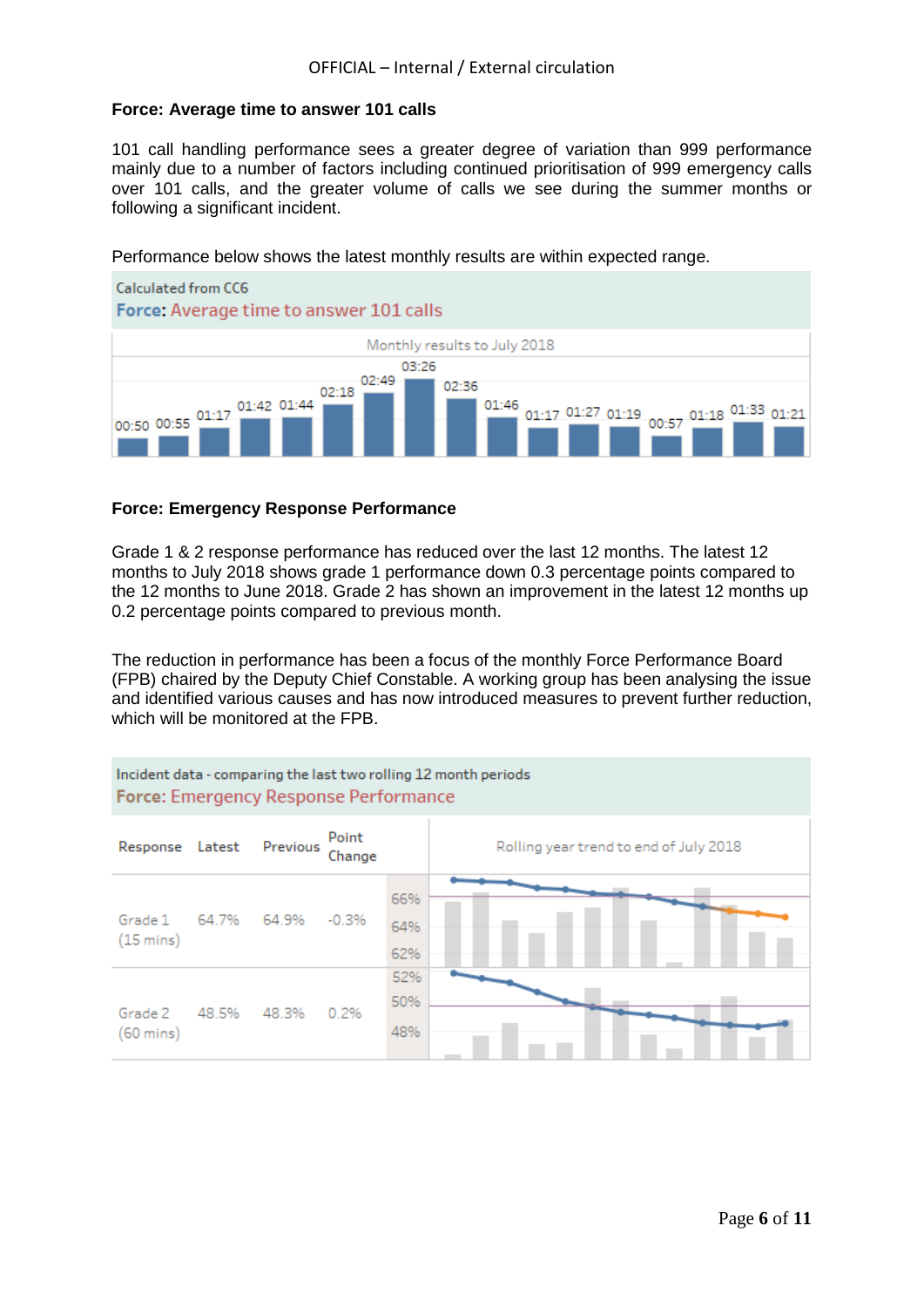**Force: Average time to answer 101 calls**

101 call handling performance sees a greater degree of variation than 999 performance mainly due to a number of factors including continued prioritisation of 999 emergency calls over 101 calls, and the greater volume of calls we see during the summer months or following a significant incident.

Performance below shows the latest monthly results are within expected range.

Calculated from CC6

**Force: Average time to answer 101 calls**

Monthly results to July 2018

| 00:50 | 00:55 | 01:17 | 01:42 | 01:44 | 02:18 | 02:49 | 03:26 | 02:36 | 01:46 | 01:17 | 01:27 | 01:19 | 00:57 | 01:18 | 01:33 | 01:21 |
|---|---|---|---|---|---|---|---|---|---|---|---|---|---|---|---|---|

**Force: Emergency Response Performance**

Grade 1 & 2 response performance has reduced over the last 12 months. The latest 12 months to July 2018 shows grade 1 performance down 0.3 percentage points compared to the 12 months to June 2018. Grade 2 has shown an improvement in the latest 12 months up 0.2 percentage points compared to previous month.

The reduction in performance has been a focus of the monthly Force Performance Board (FPB) chaired by the Deputy Chief Constable. A working group has been analysing the issue and identified various causes and has now introduced measures to prevent further reduction, which will be monitored at the FPB.

Incident data - comparing the last two rolling 12 month periods

**Force: Emergency Response Performance**

| Response | Latest | Previous | Point Change | Rolling year trend to end of July 2018 |
|---|---|---|---|---|
| Grade 1 (15 mins) | 64.7% | 64.9% | -0.3% | |
| Grade 2 (60 mins) | 48.5% | 48.3% | 0.2% | |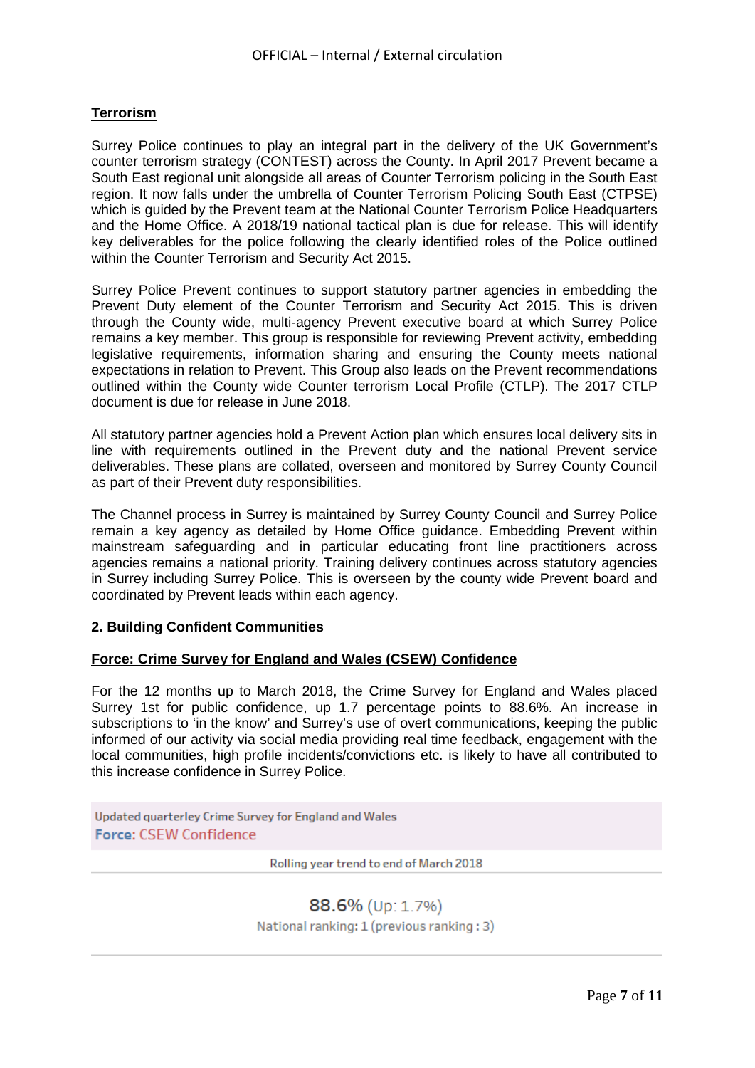**Terrorism**

Surrey Police continues to play an integral part in the delivery of the UK Government's counter terrorism strategy (CONTEST) across the County. In April 2017 Prevent became a South East regional unit alongside all areas of Counter Terrorism policing in the South East region. It now falls under the umbrella of Counter Terrorism Policing South East (CTPSE) which is guided by the Prevent team at the National Counter Terrorism Police Headquarters and the Home Office. A 2018/19 national tactical plan is due for release. This will identify key deliverables for the police following the clearly identified roles of the Police outlined within the Counter Terrorism and Security Act 2015.

Surrey Police Prevent continues to support statutory partner agencies in embedding the Prevent Duty element of the Counter Terrorism and Security Act 2015. This is driven through the County wide, multi-agency Prevent executive board at which Surrey Police remains a key member. This group is responsible for reviewing Prevent activity, embedding legislative requirements, information sharing and ensuring the County meets national expectations in relation to Prevent. This Group also leads on the Prevent recommendations outlined within the County wide Counter terrorism Local Profile (CTLP). The 2017 CTLP document is due for release in June 2018.

All statutory partner agencies hold a Prevent Action plan which ensures local delivery sits in line with requirements outlined in the Prevent duty and the national Prevent service deliverables. These plans are collated, overseen and monitored by Surrey County Council as part of their Prevent duty responsibilities.

The Channel process in Surrey is maintained by Surrey County Council and Surrey Police remain a key agency as detailed by Home Office guidance. Embedding Prevent within mainstream safeguarding and in particular educating front line practitioners across agencies remains a national priority. Training delivery continues across statutory agencies in Surrey including Surrey Police. This is overseen by the county wide Prevent board and coordinated by Prevent leads within each agency.

## 2. Building Confident Communities

**Force: Crime Survey for England and Wales (CSEW) Confidence**

For the 12 months up to March 2018, the Crime Survey for England and Wales placed Surrey 1st for public confidence, up 1.7 percentage points to 88.6%. An increase in subscriptions to 'in the know' and Surrey's use of overt communications, keeping the public informed of our activity via social media providing real time feedback, engagement with the local communities, high profile incidents/convictions etc. is likely to have all contributed to this increase confidence in Surrey Police.

Updated quarterly Crime Survey for England and Wales
**Force:** CSEW Confidence

Rolling year trend to end of March 2018

88.6% (Up: 1.7%)
National ranking: 1 (previous ranking : 3)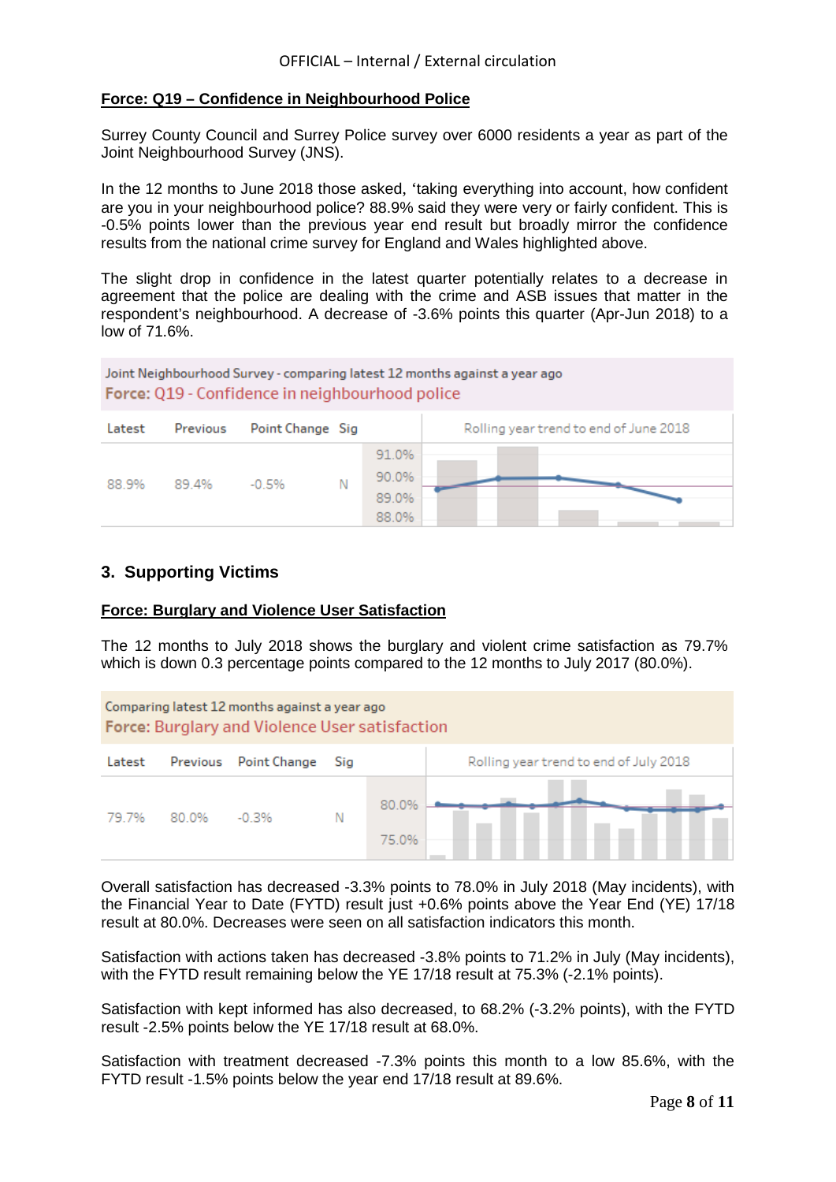**Force: Q19 – Confidence in Neighbourhood Police**

Surrey County Council and Surrey Police survey over 6000 residents a year as part of the Joint Neighbourhood Survey (JNS).

In the 12 months to June 2018 those asked, 'taking everything into account, how confident are you in your neighbourhood police? 88.9% said they were very or fairly confident. This is -0.5% points lower than the previous year end result but broadly mirror the confidence results from the national crime survey for England and Wales highlighted above.

The slight drop in confidence in the latest quarter potentially relates to a decrease in agreement that the police are dealing with the crime and ASB issues that matter in the respondent's neighbourhood. A decrease of -3.6% points this quarter (Apr-Jun 2018) to a low of 71.6%.

Joint Neighbourhood Survey - comparing latest 12 months against a year ago

Force: Q19 - Confidence in neighbourhood police

| Latest | Previous | Point Change | Sig | Rolling year trend to end of June 2018 |
|---|---|---|---|---|
| 88.9% | 89.4% | -0.5% | N | |

## 3. Supporting Victims

**Force: Burglary and Violence User Satisfaction**

The 12 months to July 2018 shows the burglary and violent crime satisfaction as 79.7% which is down 0.3 percentage points compared to the 12 months to July 2017 (80.0%).

Comparing latest 12 months against a year ago

Force: Burglary and Violence User satisfaction

| Latest | Previous | Point Change | Sig | Rolling year trend to end of July 2018 |
|---|---|---|---|---|
| 79.7% | 80.0% | -0.3% | N | |

Overall satisfaction has decreased -3.3% points to 78.0% in July 2018 (May incidents), with the Financial Year to Date (FYTD) result just +0.6% points above the Year End (YE) 17/18 result at 80.0%. Decreases were seen on all satisfaction indicators this month.

Satisfaction with actions taken has decreased -3.8% points to 71.2% in July (May incidents), with the FYTD result remaining below the YE 17/18 result at 75.3% (-2.1% points).

Satisfaction with kept informed has also decreased, to 68.2% (-3.2% points), with the FYTD result -2.5% points below the YE 17/18 result at 68.0%.

Satisfaction with treatment decreased -7.3% points this month to a low 85.6%, with the FYTD result -1.5% points below the year end 17/18 result at 89.6%.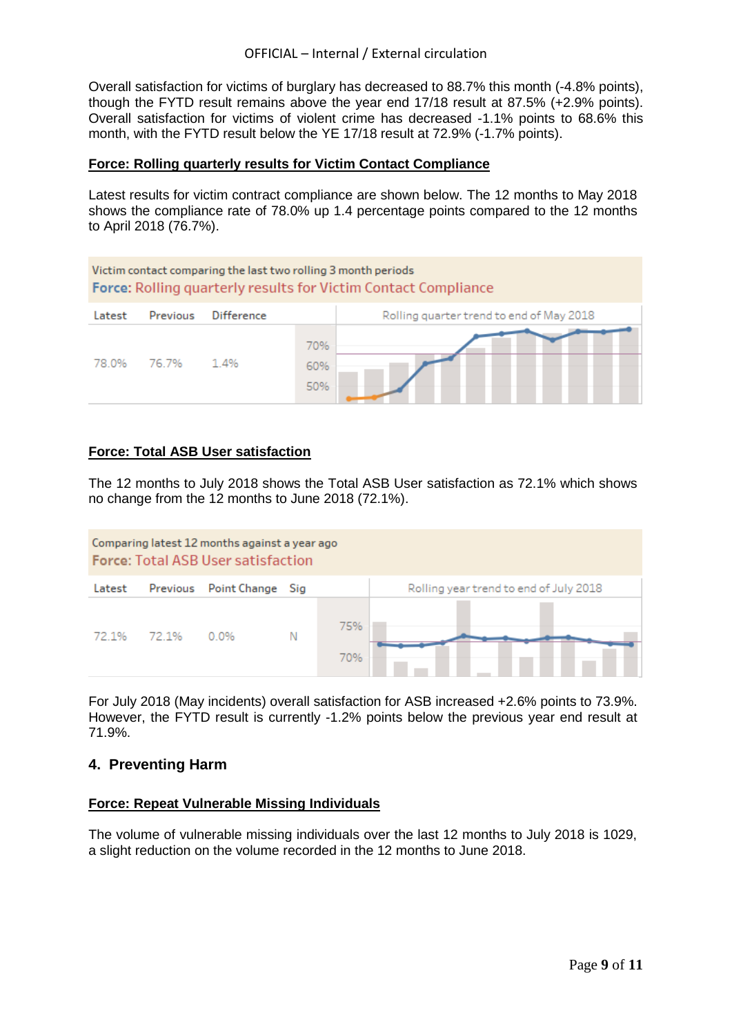Overall satisfaction for victims of burglary has decreased to 88.7% this month (-4.8% points), though the FYTD result remains above the year end 17/18 result at 87.5% (+2.9% points). Overall satisfaction for victims of violent crime has decreased -1.1% points to 68.6% this month, with the FYTD result below the YE 17/18 result at 72.9% (-1.7% points).

**Force: Rolling quarterly results for Victim Contact Compliance**

Latest results for victim contract compliance are shown below. The 12 months to May 2018 shows the compliance rate of 78.0% up 1.4 percentage points compared to the 12 months to April 2018 (76.7%).

Victim contact comparing the last two rolling 3 month periods

**Force:** Rolling quarterly results for Victim Contact Compliance

| Latest | Previous | Difference | Rolling quarter trend to end of May 2018 |
|---|---|---|---|
| 78.0% | 76.7% | 1.4% | |

**Force: Total ASB User satisfaction**

The 12 months to July 2018 shows the Total ASB User satisfaction as 72.1% which shows no change from the 12 months to June 2018 (72.1%).

Comparing latest 12 months against a year ago

**Force:** Total ASB User satisfaction

| Latest | Previous | Point Change | Sig | Rolling year trend to end of July 2018 |
|---|---|---|---|---|
| 72.1% | 72.1% | 0.0% | N | |

For July 2018 (May incidents) overall satisfaction for ASB increased +2.6% points to 73.9%. However, the FYTD result is currently -1.2% points below the previous year end result at 71.9%.

## 4. Preventing Harm

**Force: Repeat Vulnerable Missing Individuals**

The volume of vulnerable missing individuals over the last 12 months to July 2018 is 1029, a slight reduction on the volume recorded in the 12 months to June 2018.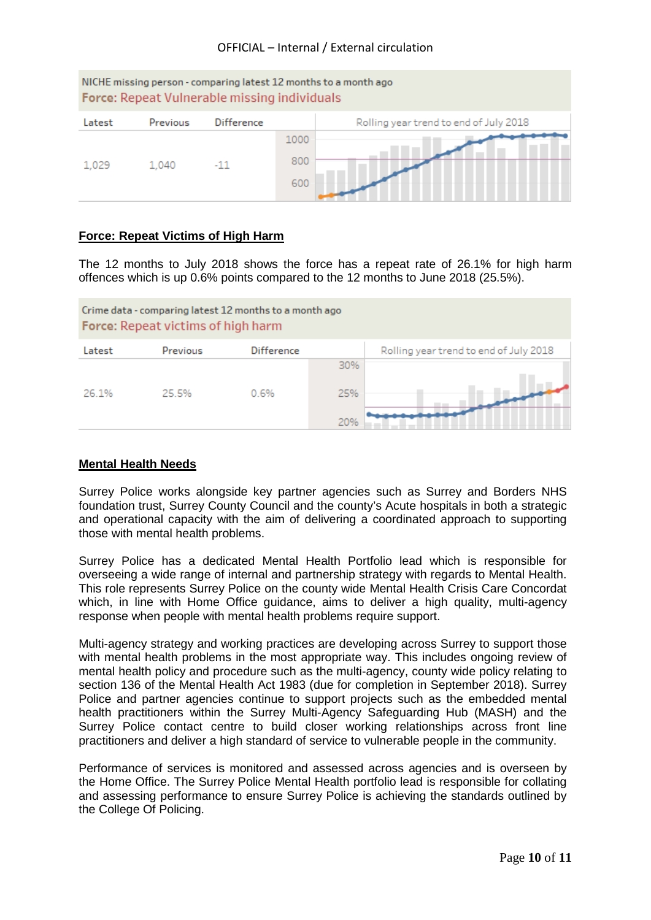NICHE missing person - comparing latest 12 months to a month ago

**Force: Repeat Vulnerable missing individuals**

| Latest | Previous | Difference | Rolling year trend to end of July 2018 |
|---|---|---|---|
| 1,029 | 1,040 | -11 | |

## Force: Repeat Victims of High Harm

The 12 months to July 2018 shows the force has a repeat rate of 26.1% for high harm offences which is up 0.6% points compared to the 12 months to June 2018 (25.5%).

Crime data - comparing latest 12 months to a month ago

**Force: Repeat victims of high harm**

| Latest | Previous | Difference | Rolling year trend to end of July 2018 |
|---|---|---|---|
| 26.1% | 25.5% | 0.6% | |

## Mental Health Needs

Surrey Police works alongside key partner agencies such as Surrey and Borders NHS foundation trust, Surrey County Council and the county's Acute hospitals in both a strategic and operational capacity with the aim of delivering a coordinated approach to supporting those with mental health problems.

Surrey Police has a dedicated Mental Health Portfolio lead which is responsible for overseeing a wide range of internal and partnership strategy with regards to Mental Health. This role represents Surrey Police on the county wide Mental Health Crisis Care Concordat which, in line with Home Office guidance, aims to deliver a high quality, multi-agency response when people with mental health problems require support.

Multi-agency strategy and working practices are developing across Surrey to support those with mental health problems in the most appropriate way. This includes ongoing review of mental health policy and procedure such as the multi-agency, county wide policy relating to section 136 of the Mental Health Act 1983 (due for completion in September 2018). Surrey Police and partner agencies continue to support projects such as the embedded mental health practitioners within the Surrey Multi-Agency Safeguarding Hub (MASH) and the Surrey Police contact centre to build closer working relationships across front line practitioners and deliver a high standard of service to vulnerable people in the community.

Performance of services is monitored and assessed across agencies and is overseen by the Home Office. The Surrey Police Mental Health portfolio lead is responsible for collating and assessing performance to ensure Surrey Police is achieving the standards outlined by the College Of Policing.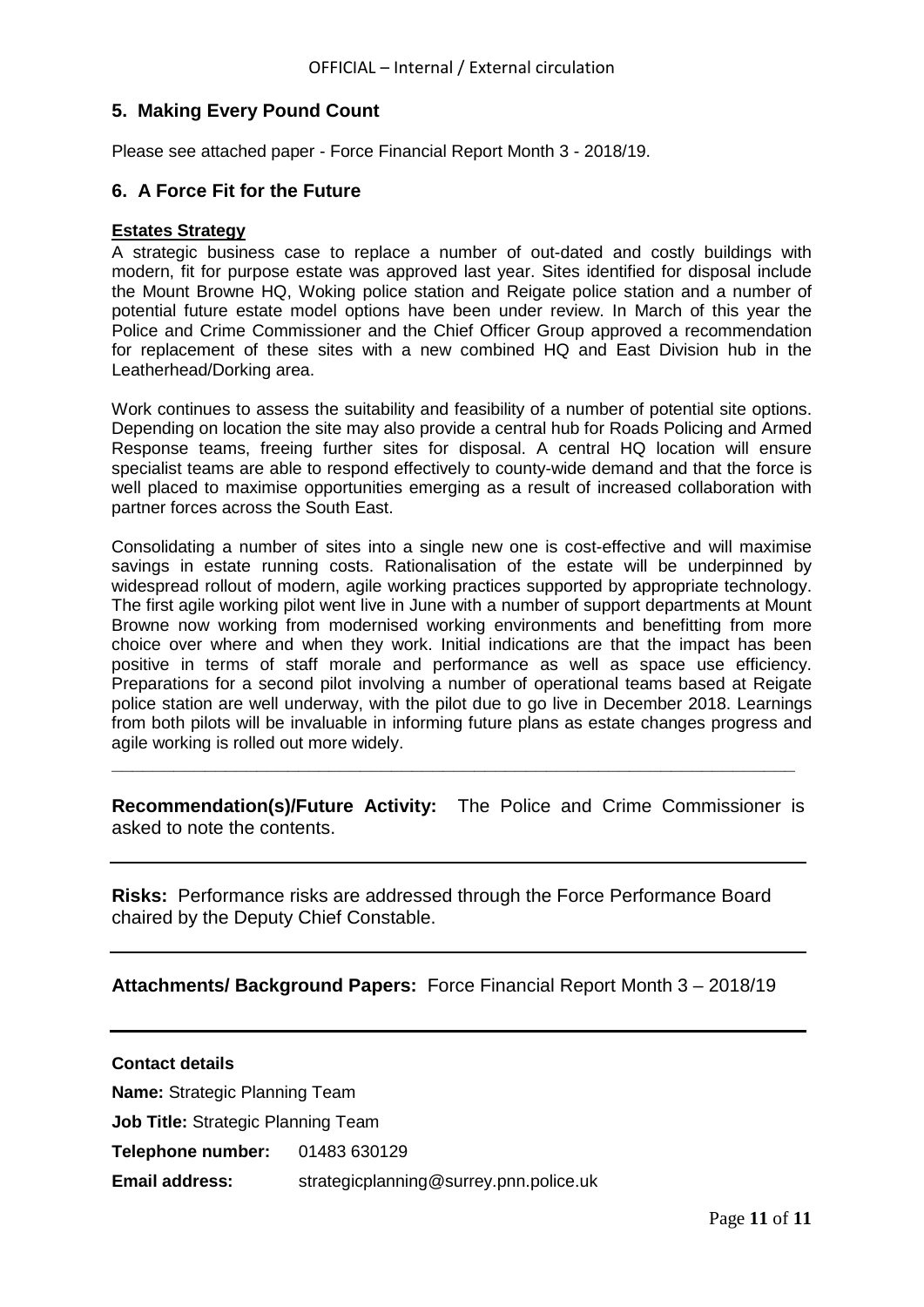## 5. Making Every Pound Count

Please see attached paper - Force Financial Report Month 3 - 2018/19.

## 6. A Force Fit for the Future

**Estates Strategy**

A strategic business case to replace a number of out-dated and costly buildings with modern, fit for purpose estate was approved last year. Sites identified for disposal include the Mount Browne HQ, Woking police station and Reigate police station and a number of potential future estate model options have been under review. In March of this year the Police and Crime Commissioner and the Chief Officer Group approved a recommendation for replacement of these sites with a new combined HQ and East Division hub in the Leatherhead/Dorking area.

Work continues to assess the suitability and feasibility of a number of potential site options. Depending on location the site may also provide a central hub for Roads Policing and Armed Response teams, freeing further sites for disposal. A central HQ location will ensure specialist teams are able to respond effectively to county-wide demand and that the force is well placed to maximise opportunities emerging as a result of increased collaboration with partner forces across the South East.

Consolidating a number of sites into a single new one is cost-effective and will maximise savings in estate running costs. Rationalisation of the estate will be underpinned by widespread rollout of modern, agile working practices supported by appropriate technology. The first agile working pilot went live in June with a number of support departments at Mount Browne now working from modernised working environments and benefitting from more choice over where and when they work. Initial indications are that the impact has been positive in terms of staff morale and performance as well as space use efficiency. Preparations for a second pilot involving a number of operational teams based at Reigate police station are well underway, with the pilot due to go live in December 2018. Learnings from both pilots will be invaluable in informing future plans as estate changes progress and agile working is rolled out more widely.

---

**Recommendation(s)/Future Activity:** The Police and Crime Commissioner is asked to note the contents.

---

**Risks:** Performance risks are addressed through the Force Performance Board chaired by the Deputy Chief Constable.

---

**Attachments/ Background Papers:** Force Financial Report Month 3 – 2018/19

---

**Contact details**

**Name:** Strategic Planning Team

**Job Title:** Strategic Planning Team

**Telephone number:** 01483 630129

**Email address:** strategicplanning@surrey.pnn.police.uk